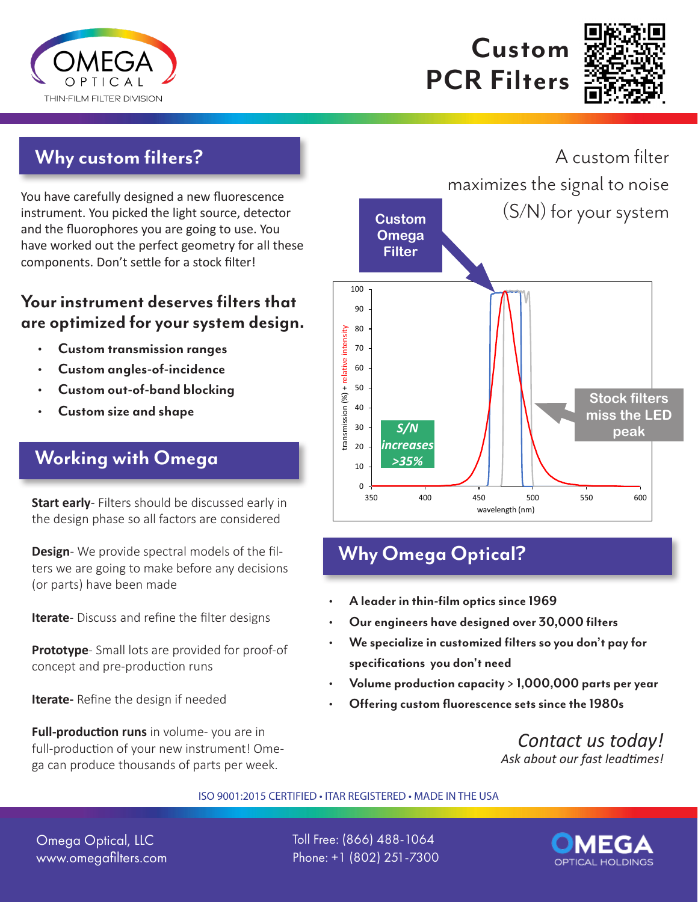# Custom PCR Filters

OMEGA OPTICAL
THIN-FILM FILTER DIVISION

## Why custom filters?

You have carefully designed a new fluorescence instrument. You picked the light source, detector and the fluorophores you are going to use. You have worked out the perfect geometry for all these components. Don't settle for a stock filter!

### Your instrument deserves filters that are optimized for your system design.

- **Custom transmission ranges**
- **Custom angles-of-incidence**
- **Custom out-of-band blocking**
- **Custom size and shape**

## Working with Omega

**Start early**- Filters should be discussed early in the design phase so all factors are considered

**Design**- We provide spectral models of the filters we are going to make before any decisions (or parts) have been made

**Iterate**- Discuss and refine the filter designs

**Prototype**- Small lots are provided for proof-of concept and pre-production runs

**Iterate-** Refine the design if needed

**Full-production runs** in volume- you are in full-production of your new instrument! Omega can produce thousands of parts per week.

A custom filter maximizes the signal to noise (S/N) for your system

Custom Omega Filter

Stock filters miss the LED peak

*S/N increases >35%*

transmission (%) + relative intensity

0
10
20
30
40
50
60
70
80
90
100

350
400
450
500
550
600

wavelength (nm)

## Why Omega Optical?

- **A leader in thin-film optics since 1969**
- **Our engineers have designed over 30,000 filters**
- **We specialize in customized filters so you don't pay for specifications you don't need**
- **Volume production capacity > 1,000,000 parts per year**
- **Offering custom fluorescence sets since the 1980s**

*Contact us today!*
*Ask about our fast leadtimes!*

ISO 9001:2015 CERTIFIED • ITAR REGISTERED • MADE IN THE USA

Omega Optical, LLC
www.omegafilters.com

Toll Free: (866) 488-1064
Phone: +1 (802) 251-7300

OMEGA OPTICAL HOLDINGS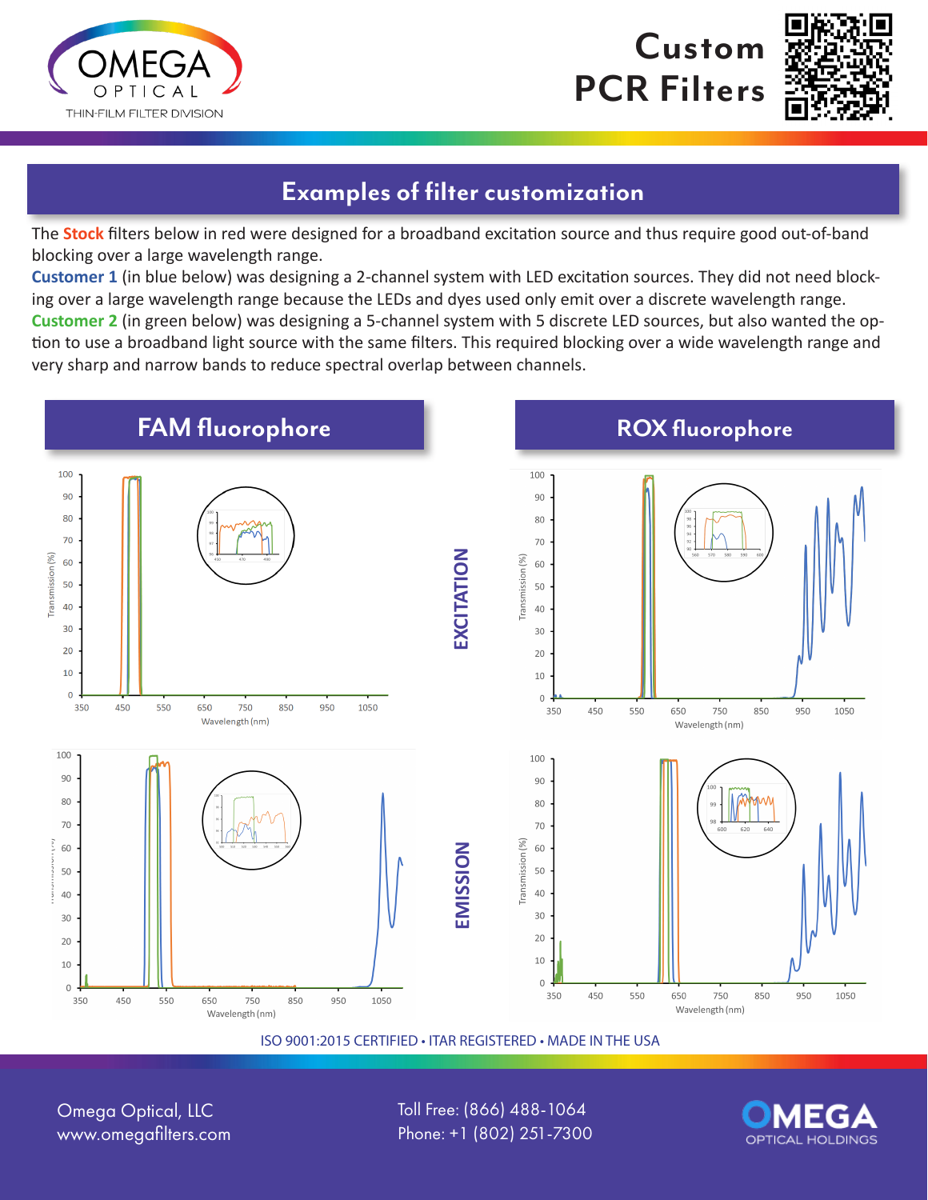# Custom PCR Filters

## Examples of filter customization

The **Stock** filters below in red were designed for a broadband excitation source and thus require good out-of-band blocking over a large wavelength range.

**Customer 1** (in blue below) was designing a 2-channel system with LED excitation sources. They did not need blocking over a large wavelength range because the LEDs and dyes used only emit over a discrete wavelength range.

**Customer 2** (in green below) was designing a 5-channel system with 5 discrete LED sources, but also wanted the option to use a broadband light source with the same filters. This required blocking over a wide wavelength range and very sharp and narrow bands to reduce spectral overlap between channels.

### FAM fluorophore

### ROX fluorophore

EXCITATION

Transmission (%)
0 10 20 30 40 50 60 70 80 90 100
350 450 550 650 750 850 950 1050
Wavelength (nm)

EMISSION

Transmission (%)
0 10 20 30 40 50 60 70 80 90 100
350 450 550 650 750 850 950 1050
Wavelength (nm)

ISO 9001:2015 CERTIFIED • ITAR REGISTERED • MADE IN THE USA

Omega Optical, LLC
www.omegafilters.com

Toll Free: (866) 488-1064
Phone: +1 (802) 251-7300

OMEGA OPTICAL HOLDINGS